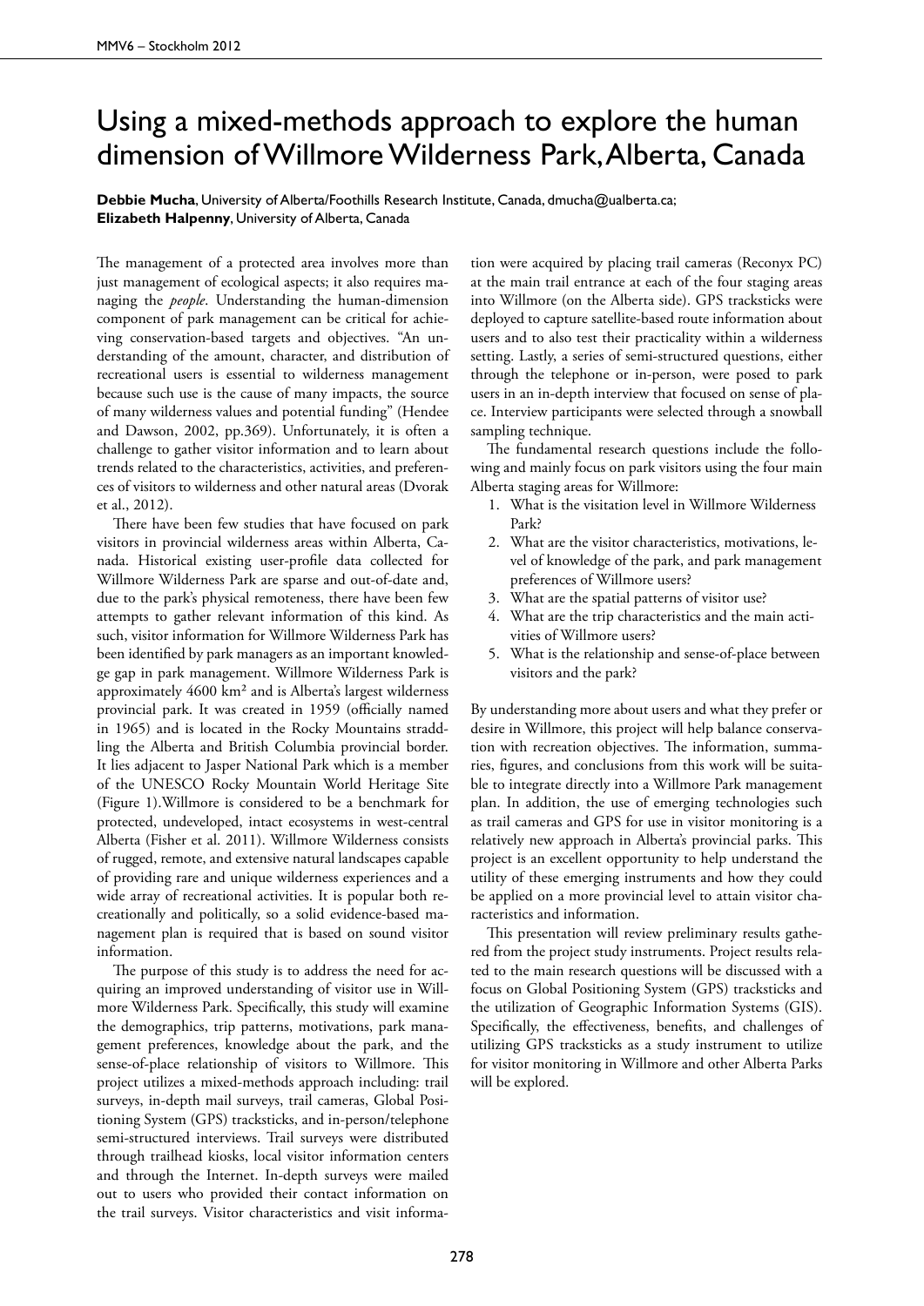# Using a mixed-methods approach to explore the human dimension of Willmore Wilderness Park, Alberta, Canada

**Debbie Mucha**, University of Alberta/Foothills Research Institute, Canada, dmucha@ualberta.ca; **Elizabeth Halpenny**, University of Alberta, Canada

The management of a protected area involves more than just management of ecological aspects; it also requires managing the *people*. Understanding the human-dimension component of park management can be critical for achieving conservation-based targets and objectives. "An understanding of the amount, character, and distribution of recreational users is essential to wilderness management because such use is the cause of many impacts, the source of many wilderness values and potential funding" (Hendee and Dawson, 2002, pp.369). Unfortunately, it is often a challenge to gather visitor information and to learn about trends related to the characteristics, activities, and preferences of visitors to wilderness and other natural areas (Dvorak et al., 2012).

There have been few studies that have focused on park visitors in provincial wilderness areas within Alberta, Canada. Historical existing user-profile data collected for Willmore Wilderness Park are sparse and out-of-date and, due to the park's physical remoteness, there have been few attempts to gather relevant information of this kind. As such, visitor information for Willmore Wilderness Park has been identified by park managers as an important knowledge gap in park management. Willmore Wilderness Park is approximately 4600 km² and is Alberta's largest wilderness provincial park. It was created in 1959 (officially named in 1965) and is located in the Rocky Mountains straddling the Alberta and British Columbia provincial border. It lies adjacent to Jasper National Park which is a member of the UNESCO Rocky Mountain World Heritage Site (Figure 1). Willmore is considered to be a benchmark for protected, undeveloped, intact ecosystems in west-central Alberta (Fisher et al. 2011). Willmore Wilderness consists of rugged, remote, and extensive natural landscapes capable of providing rare and unique wilderness experiences and a wide array of recreational activities. It is popular both recreationally and politically, so a solid evidence-based management plan is required that is based on sound visitor information.

The purpose of this study is to address the need for acquiring an improved understanding of visitor use in Willmore Wilderness Park. Specifically, this study will examine the demographics, trip patterns, motivations, park management preferences, knowledge about the park, and the sense-of-place relationship of visitors to Willmore. This project utilizes a mixed-methods approach including: trail surveys, in-depth mail surveys, trail cameras, Global Positioning System (GPS) tracksticks, and in-person/telephone semi-structured interviews. Trail surveys were distributed through trailhead kiosks, local visitor information centers and through the Internet. In-depth surveys were mailed out to users who provided their contact information on the trail surveys. Visitor characteristics and visit information were acquired by placing trail cameras (Reconyx PC) at the main trail entrance at each of the four staging areas into Willmore (on the Alberta side). GPS tracksticks were deployed to capture satellite-based route information about users and to also test their practicality within a wilderness setting. Lastly, a series of semi-structured questions, either through the telephone or in-person, were posed to park users in an in-depth interview that focused on sense of place. Interview participants were selected through a snowball sampling technique.

The fundamental research questions include the following and mainly focus on park visitors using the four main Alberta staging areas for Willmore:

1. What is the visitation level in Willmore Wilderness Park?
2. What are the visitor characteristics, motivations, level of knowledge of the park, and park management preferences of Willmore users?
3. What are the spatial patterns of visitor use?
4. What are the trip characteristics and the main activities of Willmore users?
5. What is the relationship and sense-of-place between visitors and the park?

By understanding more about users and what they prefer or desire in Willmore, this project will help balance conservation with recreation objectives. The information, summaries, figures, and conclusions from this work will be suitable to integrate directly into a Willmore Park management plan. In addition, the use of emerging technologies such as trail cameras and GPS for use in visitor monitoring is a relatively new approach in Alberta's provincial parks. This project is an excellent opportunity to help understand the utility of these emerging instruments and how they could be applied on a more provincial level to attain visitor characteristics and information.

This presentation will review preliminary results gathered from the project study instruments. Project results related to the main research questions will be discussed with a focus on Global Positioning System (GPS) tracksticks and the utilization of Geographic Information Systems (GIS). Specifically, the effectiveness, benefits, and challenges of utilizing GPS tracksticks as a study instrument to utilize for visitor monitoring in Willmore and other Alberta Parks will be explored.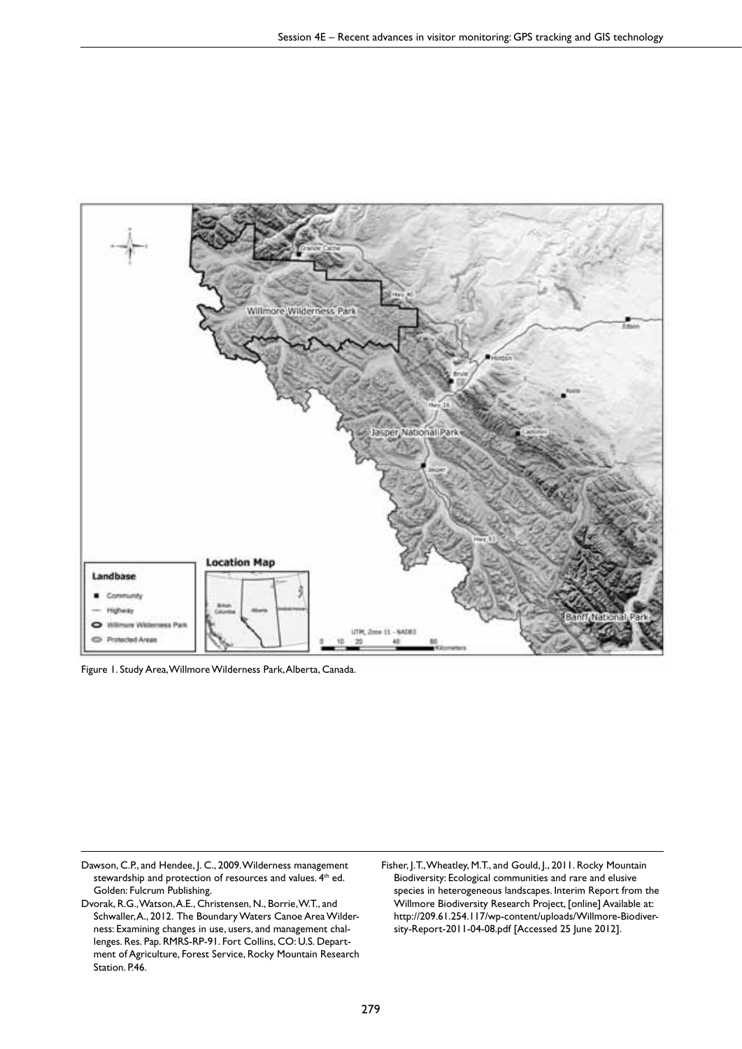Figure 1. Study Area, Willmore Wilderness Park, Alberta, Canada.

Dawson, C.P., and Hendee, J. C., 2009. Wilderness management stewardship and protection of resources and values. 4th ed. Golden: Fulcrum Publishing.

Dvorak, R.G., Watson, A.E., Christensen, N., Borrie, W.T., and Schwaller, A., 2012. The Boundary Waters Canoe Area Wilderness: Examining changes in use, users, and management challenges. Res. Pap. RMRS-RP-91. Fort Collins, CO: U.S. Department of Agriculture, Forest Service, Rocky Mountain Research Station. P.46.

Fisher, J.T., Wheatley, M.T., and Gould, J., 2011. Rocky Mountain Biodiversity: Ecological communities and rare and elusive species in heterogeneous landscapes. Interim Report from the Willmore Biodiversity Research Project, [online] Available at: http://209.61.254.117/wp-content/uploads/Willmore-Biodiversity-Report-2011-04-08.pdf [Accessed 25 June 2012].